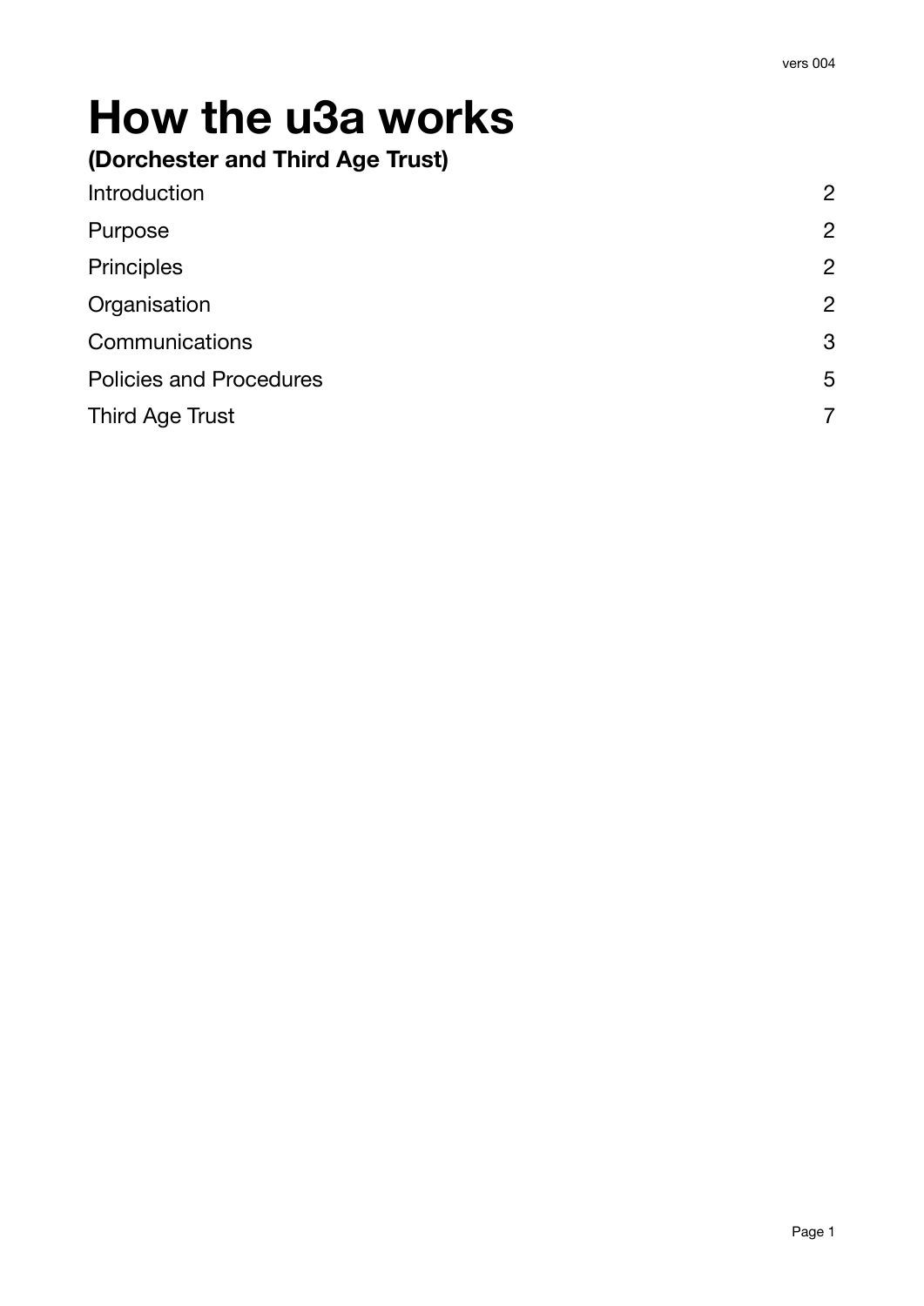vers 004

# How the u3a works

**(Dorchester and Third Age Trust)**

| | |
|---|---|
| Introduction | 2 |
| Purpose | 2 |
| Principles | 2 |
| Organisation | 2 |
| Communications | 3 |
| Policies and Procedures | 5 |
| Third Age Trust | 7 |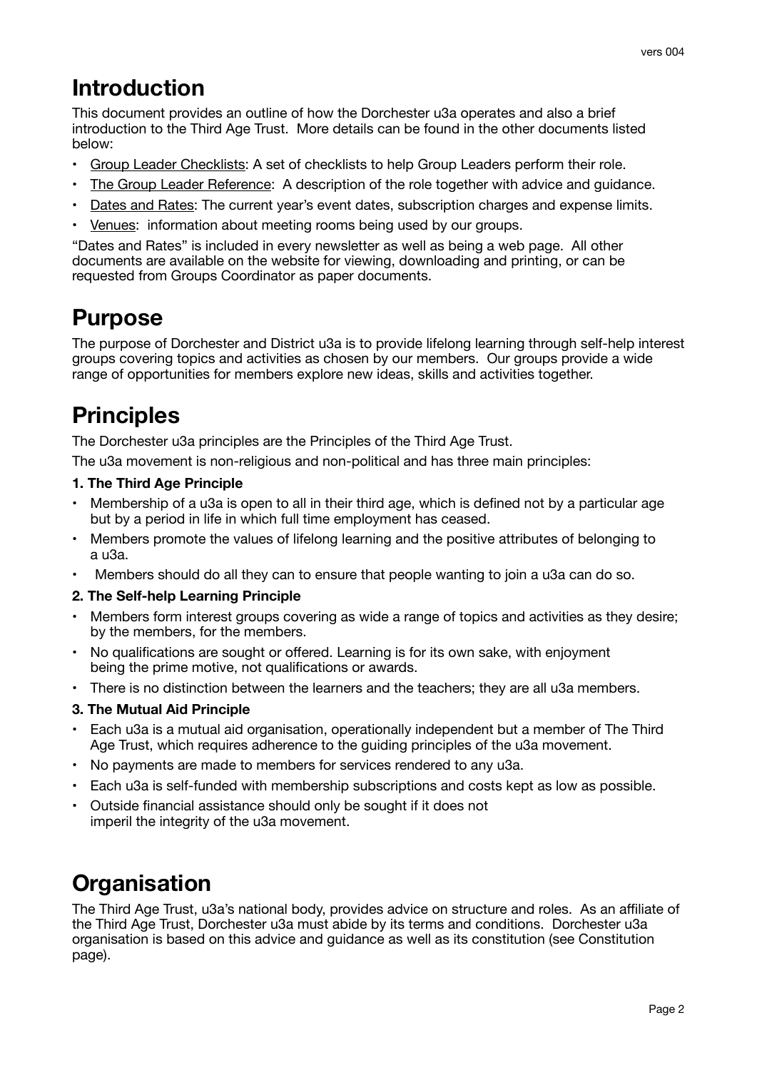# Introduction

This document provides an outline of how the Dorchester u3a operates and also a brief introduction to the Third Age Trust. More details can be found in the other documents listed below:

- Group Leader Checklists: A set of checklists to help Group Leaders perform their role.
- The Group Leader Reference: A description of the role together with advice and guidance.
- Dates and Rates: The current year's event dates, subscription charges and expense limits.
- Venues: information about meeting rooms being used by our groups.

"Dates and Rates" is included in every newsletter as well as being a web page. All other documents are available on the website for viewing, downloading and printing, or can be requested from Groups Coordinator as paper documents.

# Purpose

The purpose of Dorchester and District u3a is to provide lifelong learning through self-help interest groups covering topics and activities as chosen by our members. Our groups provide a wide range of opportunities for members explore new ideas, skills and activities together.

# Principles

The Dorchester u3a principles are the Principles of the Third Age Trust.

The u3a movement is non-religious and non-political and has three main principles:

**1. The Third Age Principle**

- Membership of a u3a is open to all in their third age, which is defined not by a particular age but by a period in life in which full time employment has ceased.
- Members promote the values of lifelong learning and the positive attributes of belonging to a u3a.
- Members should do all they can to ensure that people wanting to join a u3a can do so.

**2. The Self-help Learning Principle**

- Members form interest groups covering as wide a range of topics and activities as they desire; by the members, for the members.
- No qualifications are sought or offered. Learning is for its own sake, with enjoyment being the prime motive, not qualifications or awards.
- There is no distinction between the learners and the teachers; they are all u3a members.

**3. The Mutual Aid Principle**

- Each u3a is a mutual aid organisation, operationally independent but a member of The Third Age Trust, which requires adherence to the guiding principles of the u3a movement.
- No payments are made to members for services rendered to any u3a.
- Each u3a is self-funded with membership subscriptions and costs kept as low as possible.
- Outside financial assistance should only be sought if it does not imperil the integrity of the u3a movement.

# Organisation

The Third Age Trust, u3a's national body, provides advice on structure and roles. As an affiliate of the Third Age Trust, Dorchester u3a must abide by its terms and conditions. Dorchester u3a organisation is based on this advice and guidance as well as its constitution (see Constitution page).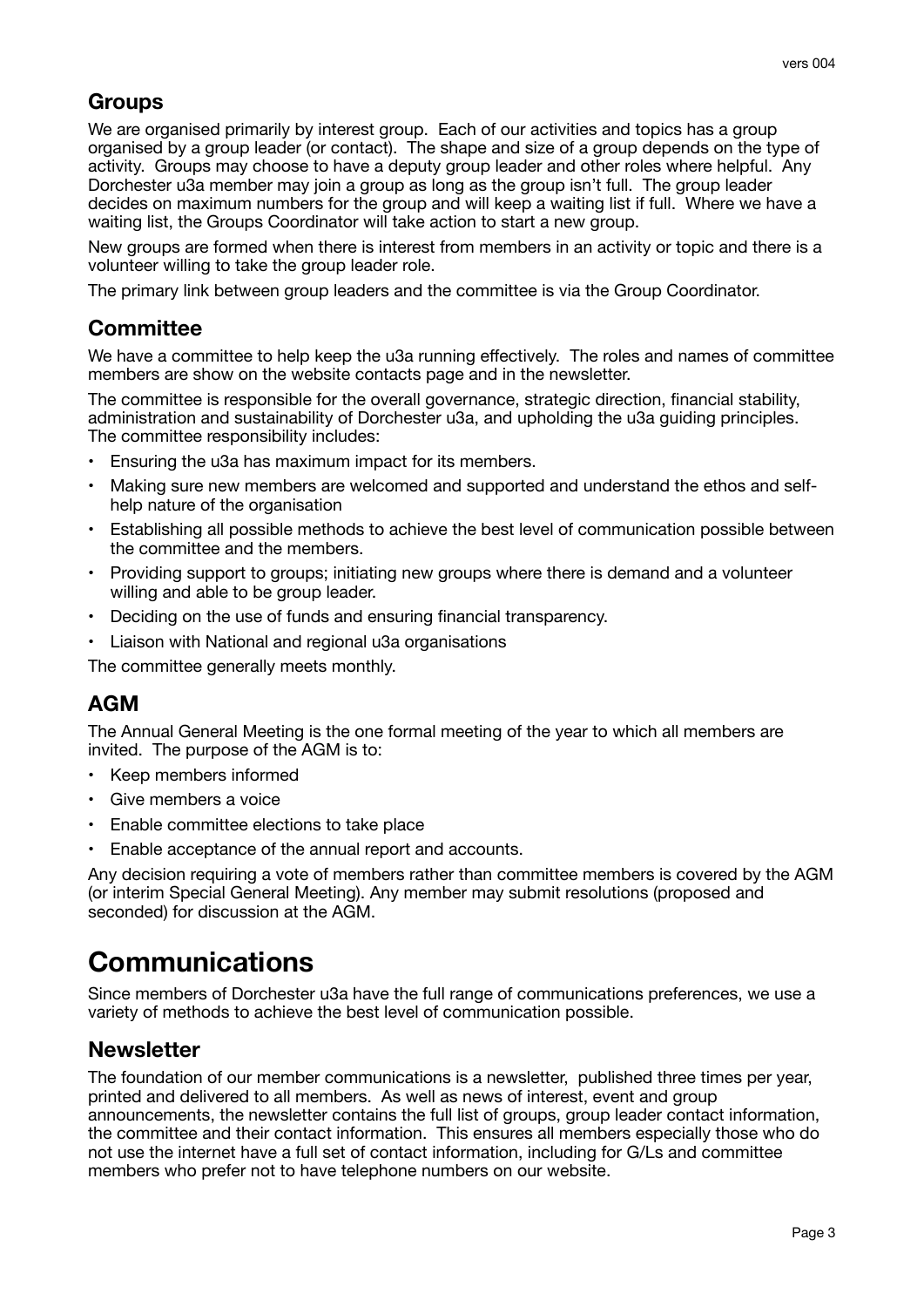## Groups

We are organised primarily by interest group. Each of our activities and topics has a group organised by a group leader (or contact). The shape and size of a group depends on the type of activity. Groups may choose to have a deputy group leader and other roles where helpful. Any Dorchester u3a member may join a group as long as the group isn't full. The group leader decides on maximum numbers for the group and will keep a waiting list if full. Where we have a waiting list, the Groups Coordinator will take action to start a new group.

New groups are formed when there is interest from members in an activity or topic and there is a volunteer willing to take the group leader role.

The primary link between group leaders and the committee is via the Group Coordinator.

## Committee

We have a committee to help keep the u3a running effectively. The roles and names of committee members are show on the website contacts page and in the newsletter.

The committee is responsible for the overall governance, strategic direction, financial stability, administration and sustainability of Dorchester u3a, and upholding the u3a guiding principles. The committee responsibility includes:

- Ensuring the u3a has maximum impact for its members.
- Making sure new members are welcomed and supported and understand the ethos and self-help nature of the organisation
- Establishing all possible methods to achieve the best level of communication possible between the committee and the members.
- Providing support to groups; initiating new groups where there is demand and a volunteer willing and able to be group leader.
- Deciding on the use of funds and ensuring financial transparency.
- Liaison with National and regional u3a organisations

The committee generally meets monthly.

## AGM

The Annual General Meeting is the one formal meeting of the year to which all members are invited. The purpose of the AGM is to:

- Keep members informed
- Give members a voice
- Enable committee elections to take place
- Enable acceptance of the annual report and accounts.

Any decision requiring a vote of members rather than committee members is covered by the AGM (or interim Special General Meeting). Any member may submit resolutions (proposed and seconded) for discussion at the AGM.

# Communications

Since members of Dorchester u3a have the full range of communications preferences, we use a variety of methods to achieve the best level of communication possible.

## Newsletter

The foundation of our member communications is a newsletter, published three times per year, printed and delivered to all members. As well as news of interest, event and group announcements, the newsletter contains the full list of groups, group leader contact information, the committee and their contact information. This ensures all members especially those who do not use the internet have a full set of contact information, including for G/Ls and committee members who prefer not to have telephone numbers on our website.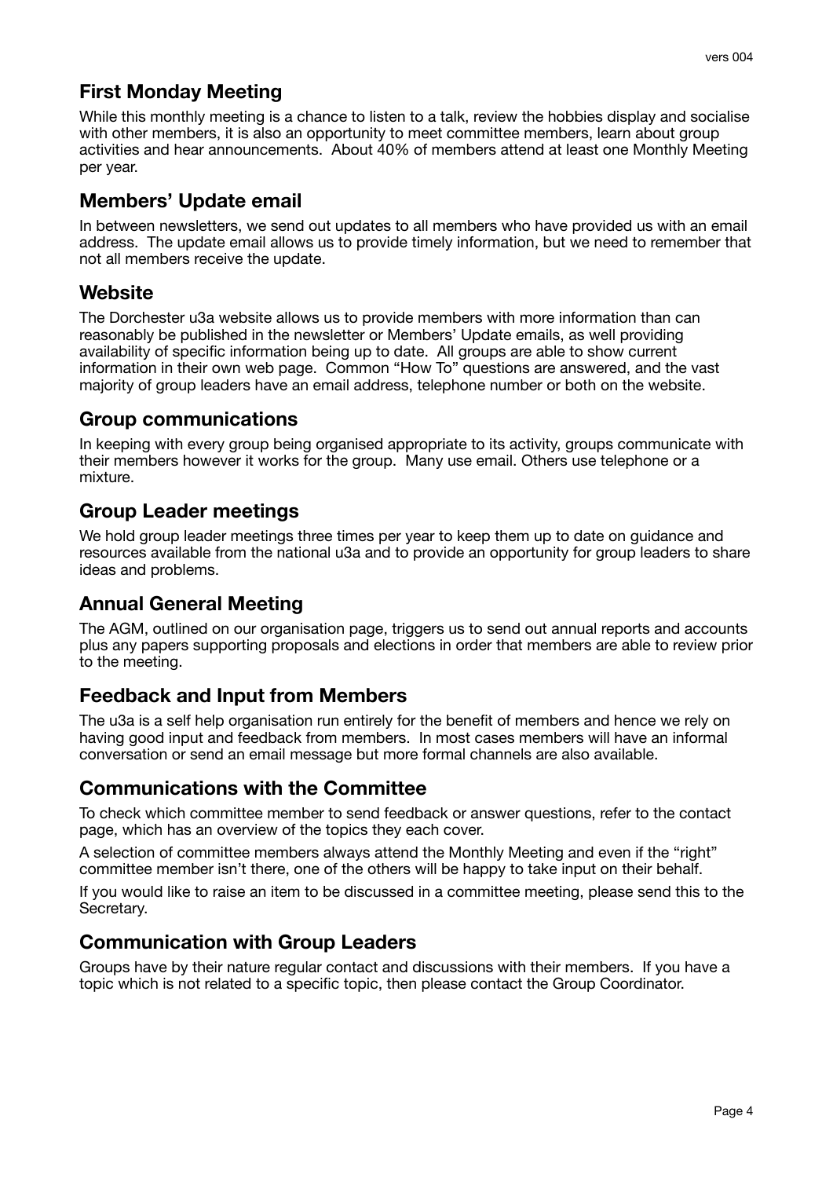## First Monday Meeting

While this monthly meeting is a chance to listen to a talk, review the hobbies display and socialise with other members, it is also an opportunity to meet committee members, learn about group activities and hear announcements. About 40% of members attend at least one Monthly Meeting per year.

## Members' Update email

In between newsletters, we send out updates to all members who have provided us with an email address. The update email allows us to provide timely information, but we need to remember that not all members receive the update.

## Website

The Dorchester u3a website allows us to provide members with more information than can reasonably be published in the newsletter or Members' Update emails, as well providing availability of specific information being up to date. All groups are able to show current information in their own web page. Common "How To" questions are answered, and the vast majority of group leaders have an email address, telephone number or both on the website.

## Group communications

In keeping with every group being organised appropriate to its activity, groups communicate with their members however it works for the group. Many use email. Others use telephone or a mixture.

## Group Leader meetings

We hold group leader meetings three times per year to keep them up to date on guidance and resources available from the national u3a and to provide an opportunity for group leaders to share ideas and problems.

## Annual General Meeting

The AGM, outlined on our organisation page, triggers us to send out annual reports and accounts plus any papers supporting proposals and elections in order that members are able to review prior to the meeting.

## Feedback and Input from Members

The u3a is a self help organisation run entirely for the benefit of members and hence we rely on having good input and feedback from members. In most cases members will have an informal conversation or send an email message but more formal channels are also available.

## Communications with the Committee

To check which committee member to send feedback or answer questions, refer to the contact page, which has an overview of the topics they each cover.

A selection of committee members always attend the Monthly Meeting and even if the "right" committee member isn't there, one of the others will be happy to take input on their behalf.

If you would like to raise an item to be discussed in a committee meeting, please send this to the Secretary.

## Communication with Group Leaders

Groups have by their nature regular contact and discussions with their members. If you have a topic which is not related to a specific topic, then please contact the Group Coordinator.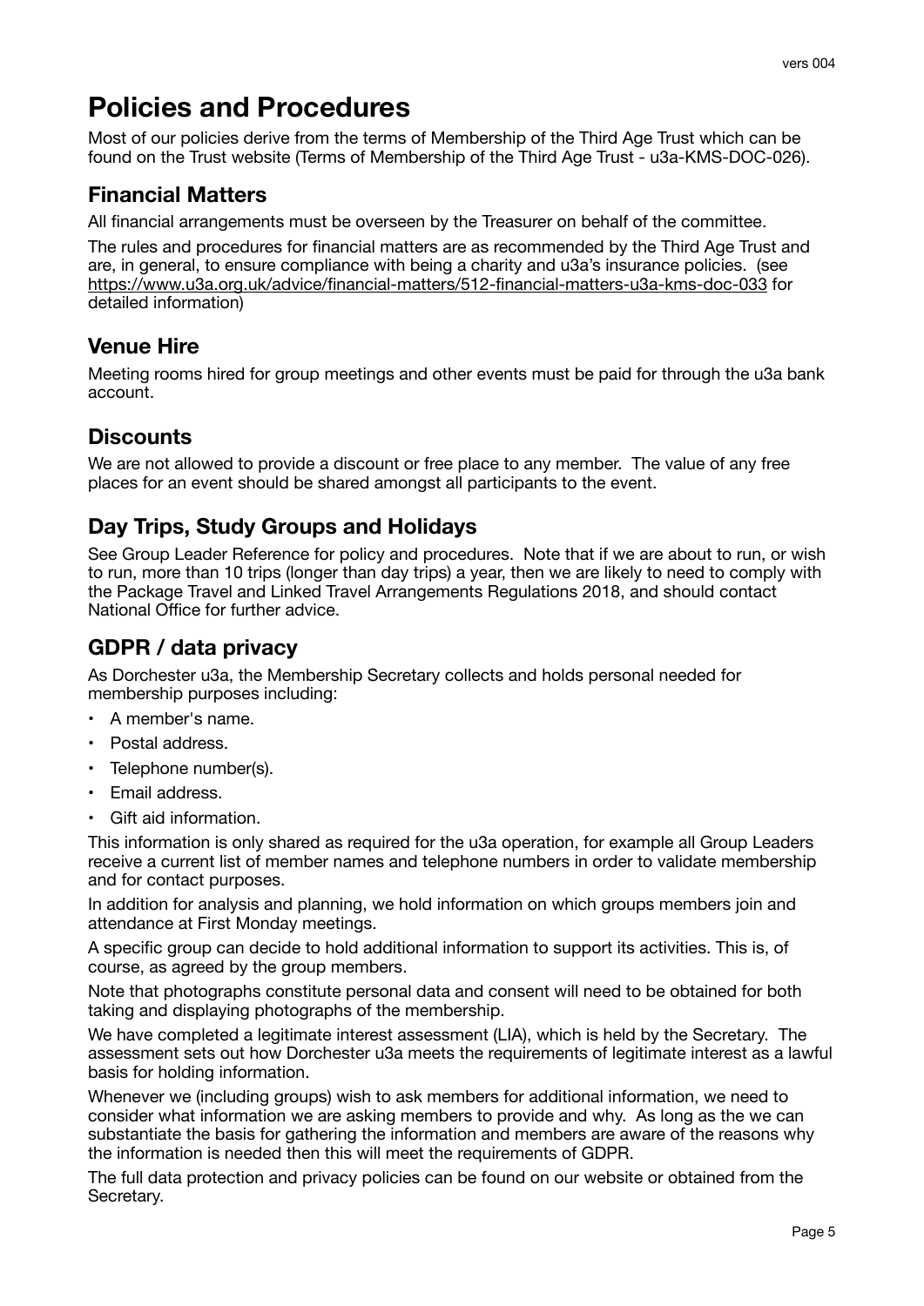# Policies and Procedures

Most of our policies derive from the terms of Membership of the Third Age Trust which can be found on the Trust website (Terms of Membership of the Third Age Trust - u3a-KMS-DOC-026).

## Financial Matters

All financial arrangements must be overseen by the Treasurer on behalf of the committee.

The rules and procedures for financial matters are as recommended by the Third Age Trust and are, in general, to ensure compliance with being a charity and u3a's insurance policies. (see https://www.u3a.org.uk/advice/financial-matters/512-financial-matters-u3a-kms-doc-033 for detailed information)

## Venue Hire

Meeting rooms hired for group meetings and other events must be paid for through the u3a bank account.

## Discounts

We are not allowed to provide a discount or free place to any member. The value of any free places for an event should be shared amongst all participants to the event.

## Day Trips, Study Groups and Holidays

See Group Leader Reference for policy and procedures. Note that if we are about to run, or wish to run, more than 10 trips (longer than day trips) a year, then we are likely to need to comply with the Package Travel and Linked Travel Arrangements Regulations 2018, and should contact National Office for further advice.

## GDPR / data privacy

As Dorchester u3a, the Membership Secretary collects and holds personal needed for membership purposes including:

- A member's name.
- Postal address.
- Telephone number(s).
- Email address.
- Gift aid information.

This information is only shared as required for the u3a operation, for example all Group Leaders receive a current list of member names and telephone numbers in order to validate membership and for contact purposes.

In addition for analysis and planning, we hold information on which groups members join and attendance at First Monday meetings.

A specific group can decide to hold additional information to support its activities. This is, of course, as agreed by the group members.

Note that photographs constitute personal data and consent will need to be obtained for both taking and displaying photographs of the membership.

We have completed a legitimate interest assessment (LIA), which is held by the Secretary. The assessment sets out how Dorchester u3a meets the requirements of legitimate interest as a lawful basis for holding information.

Whenever we (including groups) wish to ask members for additional information, we need to consider what information we are asking members to provide and why. As long as the we can substantiate the basis for gathering the information and members are aware of the reasons why the information is needed then this will meet the requirements of GDPR.

The full data protection and privacy policies can be found on our website or obtained from the Secretary.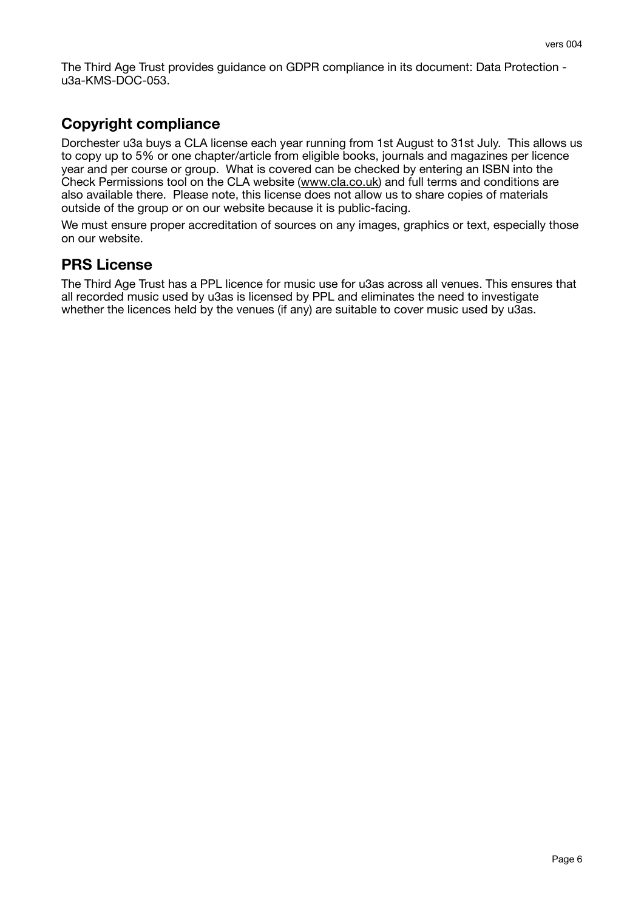The Third Age Trust provides guidance on GDPR compliance in its document: Data Protection - u3a-KMS-DOC-053.

## Copyright compliance

Dorchester u3a buys a CLA license each year running from 1st August to 31st July. This allows us to copy up to 5% or one chapter/article from eligible books, journals and magazines per licence year and per course or group. What is covered can be checked by entering an ISBN into the Check Permissions tool on the CLA website (www.cla.co.uk) and full terms and conditions are also available there. Please note, this license does not allow us to share copies of materials outside of the group or on our website because it is public-facing.

We must ensure proper accreditation of sources on any images, graphics or text, especially those on our website.

## PRS License

The Third Age Trust has a PPL licence for music use for u3as across all venues. This ensures that all recorded music used by u3as is licensed by PPL and eliminates the need to investigate whether the licences held by the venues (if any) are suitable to cover music used by u3as.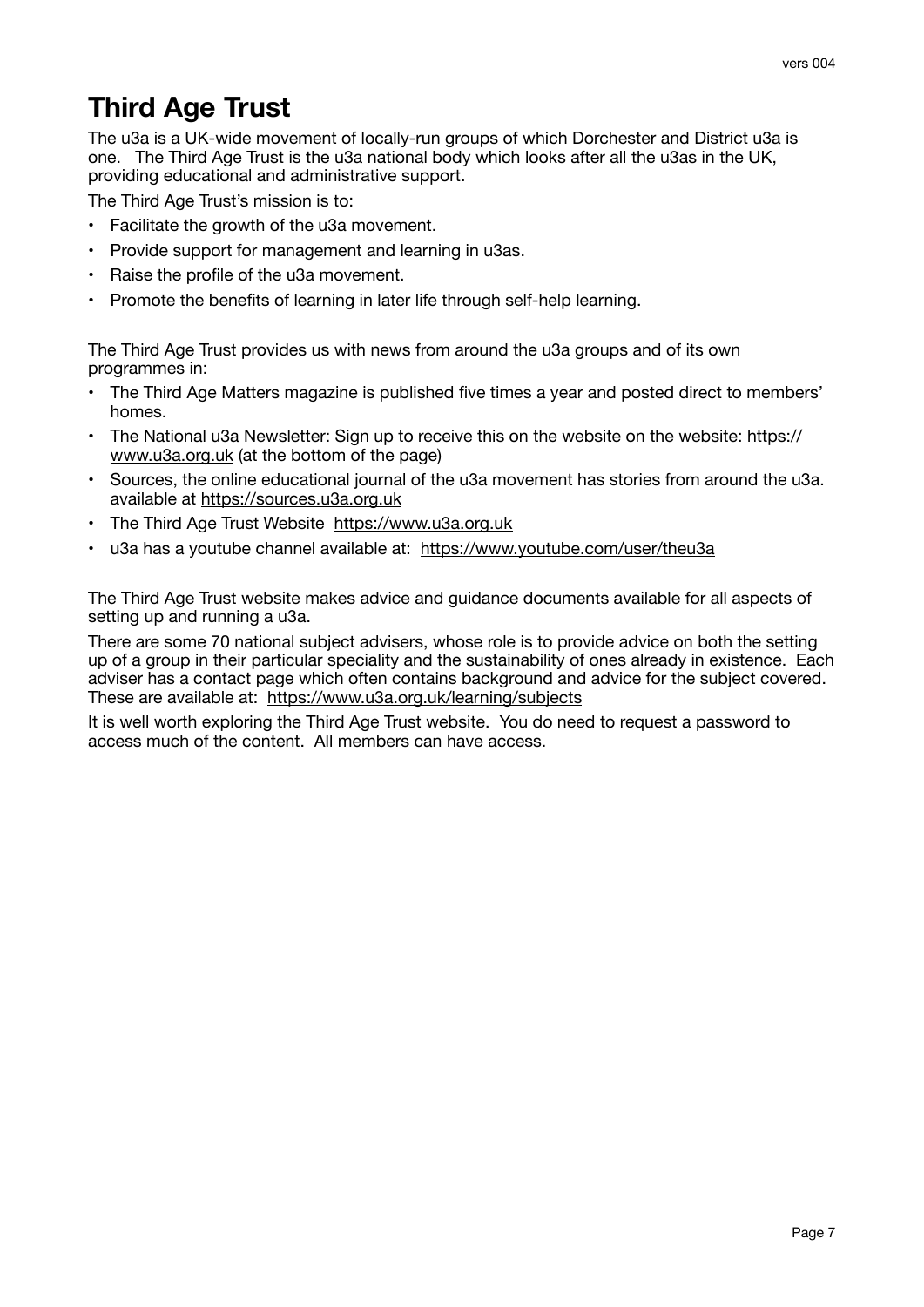# Third Age Trust

The u3a is a UK-wide movement of locally-run groups of which Dorchester and District u3a is one. The Third Age Trust is the u3a national body which looks after all the u3as in the UK, providing educational and administrative support.

The Third Age Trust's mission is to:

- Facilitate the growth of the u3a movement.
- Provide support for management and learning in u3as.
- Raise the profile of the u3a movement.
- Promote the benefits of learning in later life through self-help learning.

The Third Age Trust provides us with news from around the u3a groups and of its own programmes in:

- The Third Age Matters magazine is published five times a year and posted direct to members' homes.
- The National u3a Newsletter: Sign up to receive this on the website on the website: https://www.u3a.org.uk (at the bottom of the page)
- Sources, the online educational journal of the u3a movement has stories from around the u3a. available at https://sources.u3a.org.uk
- The Third Age Trust Website https://www.u3a.org.uk
- u3a has a youtube channel available at: https://www.youtube.com/user/theu3a

The Third Age Trust website makes advice and guidance documents available for all aspects of setting up and running a u3a.

There are some 70 national subject advisers, whose role is to provide advice on both the setting up of a group in their particular speciality and the sustainability of ones already in existence. Each adviser has a contact page which often contains background and advice for the subject covered. These are available at: https://www.u3a.org.uk/learning/subjects

It is well worth exploring the Third Age Trust website. You do need to request a password to access much of the content. All members can have access.